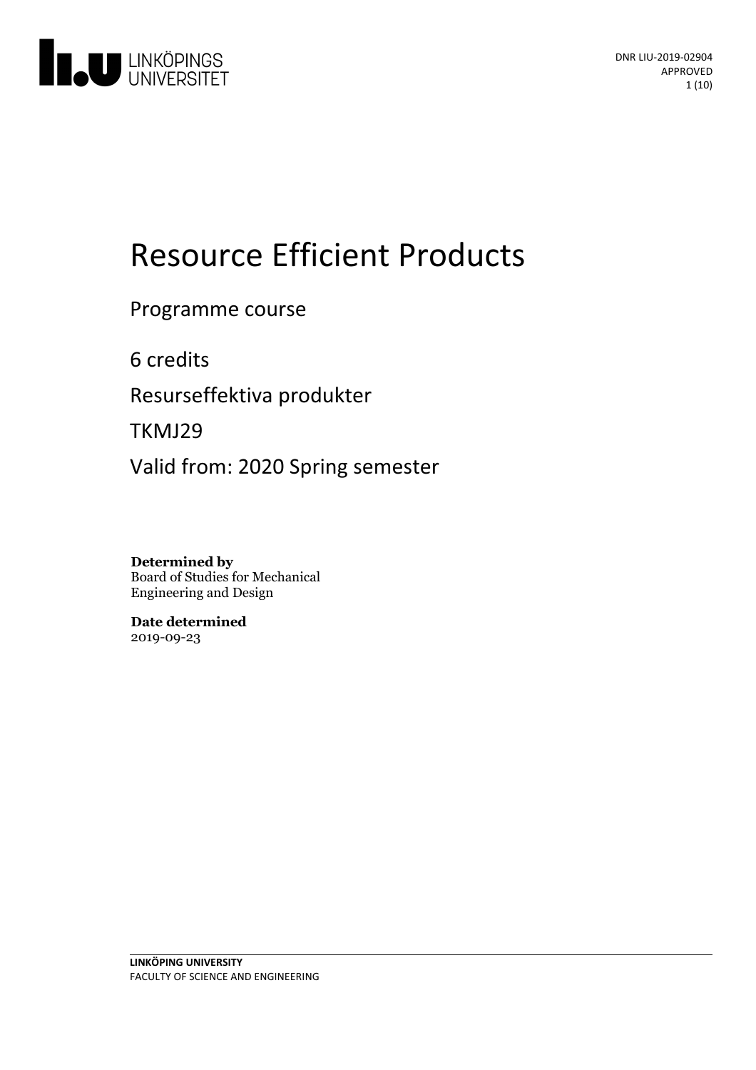DNR LIU-2019-02904
APPROVED

# Resource Efficient Products

Programme course

6 credits

Resurseffektiva produkter

TKMJ29

Valid from: 2020 Spring semester

**Determined by**
Board of Studies for Mechanical Engineering and Design

**Date determined**
2019-09-23

**LINKÖPING UNIVERSITY**
FACULTY OF SCIENCE AND ENGINEERING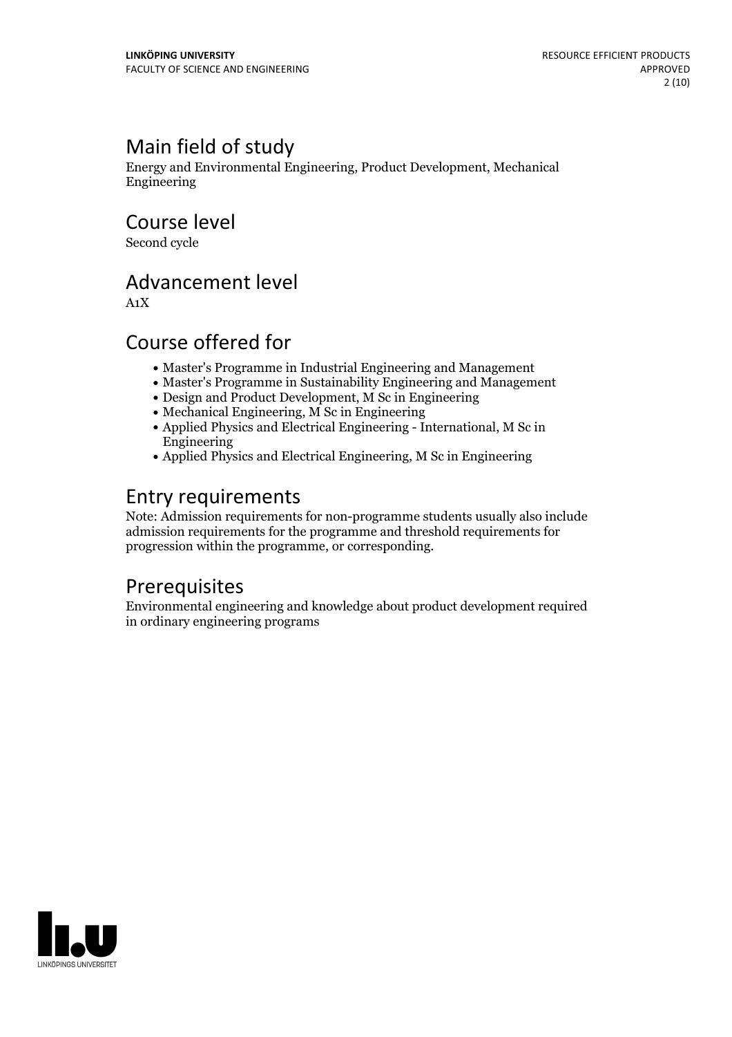## Main field of study

Energy and Environmental Engineering, Product Development, Mechanical Engineering

## Course level

Second cycle

## Advancement level

A1X

## Course offered for

- Master's Programme in Industrial Engineering and Management
- Master's Programme in Sustainability Engineering and Management
- Design and Product Development, M Sc in Engineering
- Mechanical Engineering, M Sc in Engineering
- Applied Physics and Electrical Engineering - International, M Sc in Engineering
- Applied Physics and Electrical Engineering, M Sc in Engineering

## Entry requirements

Note: Admission requirements for non-programme students usually also include admission requirements for the programme and threshold requirements for progression within the programme, or corresponding.

## Prerequisites

Environmental engineering and knowledge about product development required in ordinary engineering programs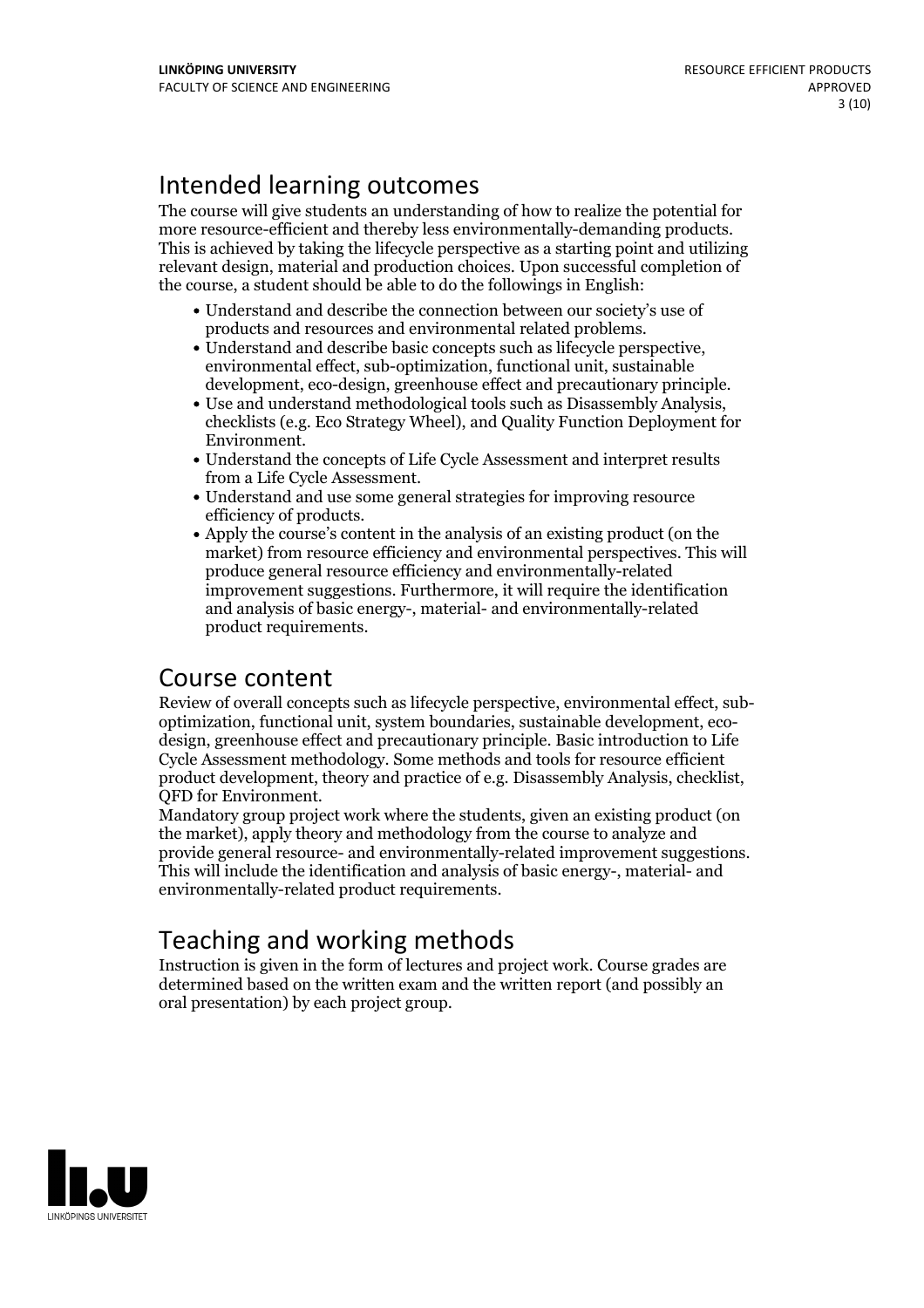## Intended learning outcomes

The course will give students an understanding of how to realize the potential for more resource-efficient and thereby less environmentally-demanding products. This is achieved by taking the lifecycle perspective as a starting point and utilizing relevant design, material and production choices. Upon successful completion of the course, a student should be able to do the followings in English:

- Understand and describe the connection between our society's use of products and resources and environmental related problems.
- Understand and describe basic concepts such as lifecycle perspective, environmental effect, sub-optimization, functional unit, sustainable development, eco-design, greenhouse effect and precautionary principle.
- Use and understand methodological tools such as Disassembly Analysis, checklists (e.g. Eco Strategy Wheel), and Quality Function Deployment for Environment.
- Understand the concepts of Life Cycle Assessment and interpret results from a Life Cycle Assessment.
- Understand and use some general strategies for improving resource efficiency of products.
- Apply the course's content in the analysis of an existing product (on the market) from resource efficiency and environmental perspectives. This will produce general resource efficiency and environmentally-related improvement suggestions. Furthermore, it will require the identification and analysis of basic energy-, material- and environmentally-related product requirements.

## Course content

Review of overall concepts such as lifecycle perspective, environmental effect, sub-optimization, functional unit, system boundaries, sustainable development, eco-design, greenhouse effect and precautionary principle. Basic introduction to Life Cycle Assessment methodology. Some methods and tools for resource efficient product development, theory and practice of e.g. Disassembly Analysis, checklist, QFD for Environment.

Mandatory group project work where the students, given an existing product (on the market), apply theory and methodology from the course to analyze and provide general resource- and environmentally-related improvement suggestions. This will include the identification and analysis of basic energy-, material- and environmentally-related product requirements.

## Teaching and working methods

Instruction is given in the form of lectures and project work. Course grades are determined based on the written exam and the written report (and possibly an oral presentation) by each project group.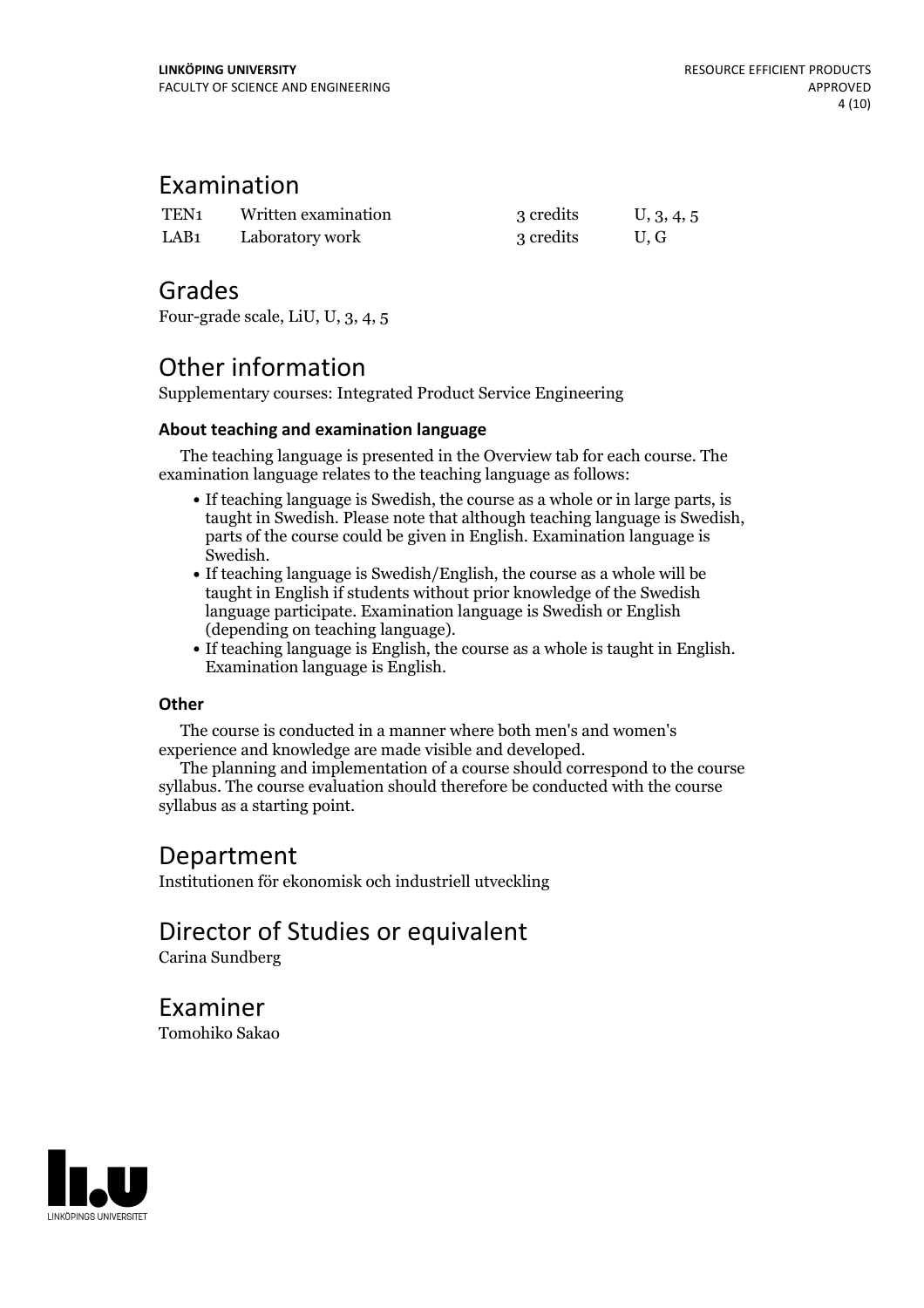## Examination

| | | | |
|---|---|---|---|
| TEN1 | Written examination | 3 credits | U, 3, 4, 5 |
| LAB1 | Laboratory work | 3 credits | U, G |

## Grades

Four-grade scale, LiU, U, 3, 4, 5

## Other information

Supplementary courses: Integrated Product Service Engineering

### About teaching and examination language

The teaching language is presented in the Overview tab for each course. The examination language relates to the teaching language as follows:

- If teaching language is Swedish, the course as a whole or in large parts, is taught in Swedish. Please note that although teaching language is Swedish, parts of the course could be given in English. Examination language is Swedish.
- If teaching language is Swedish/English, the course as a whole will be taught in English if students without prior knowledge of the Swedish language participate. Examination language is Swedish or English (depending on teaching language).
- If teaching language is English, the course as a whole is taught in English. Examination language is English.

### Other

The course is conducted in a manner where both men's and women's experience and knowledge are made visible and developed.

The planning and implementation of a course should correspond to the course syllabus. The course evaluation should therefore be conducted with the course syllabus as a starting point.

## Department

Institutionen för ekonomisk och industriell utveckling

## Director of Studies or equivalent

Carina Sundberg

## Examiner

Tomohiko Sakao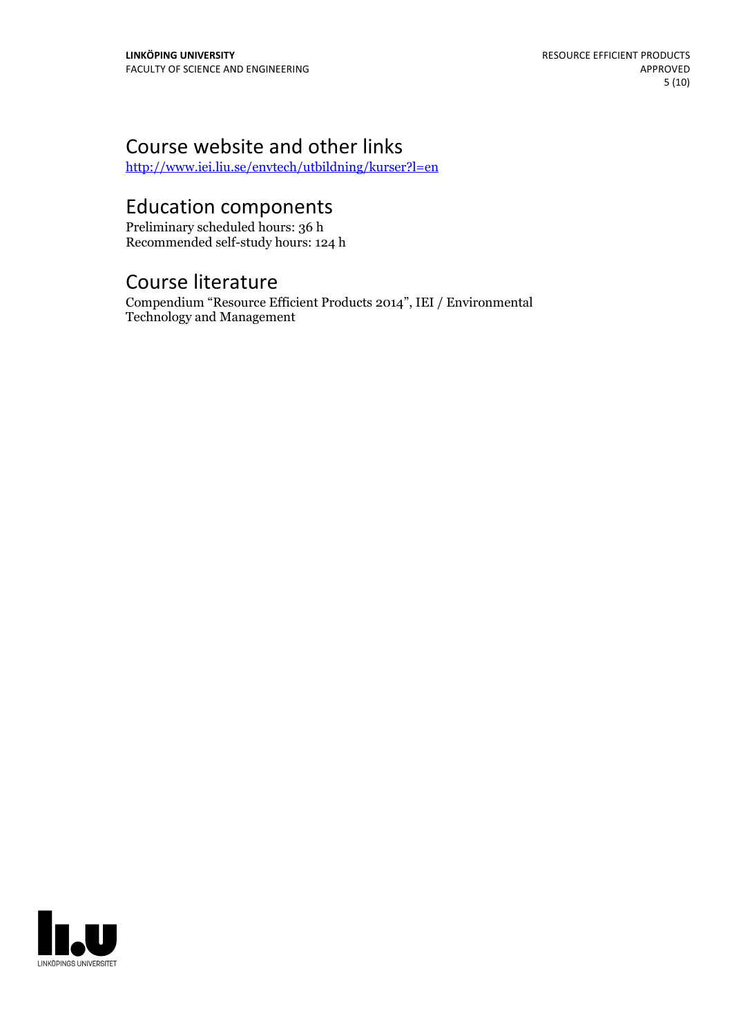## Course website and other links

http://www.iei.liu.se/envtech/utbildning/kurser?l=en

## Education components

Preliminary scheduled hours: 36 h
Recommended self-study hours: 124 h

## Course literature

Compendium "Resource Efficient Products 2014", IEI / Environmental Technology and Management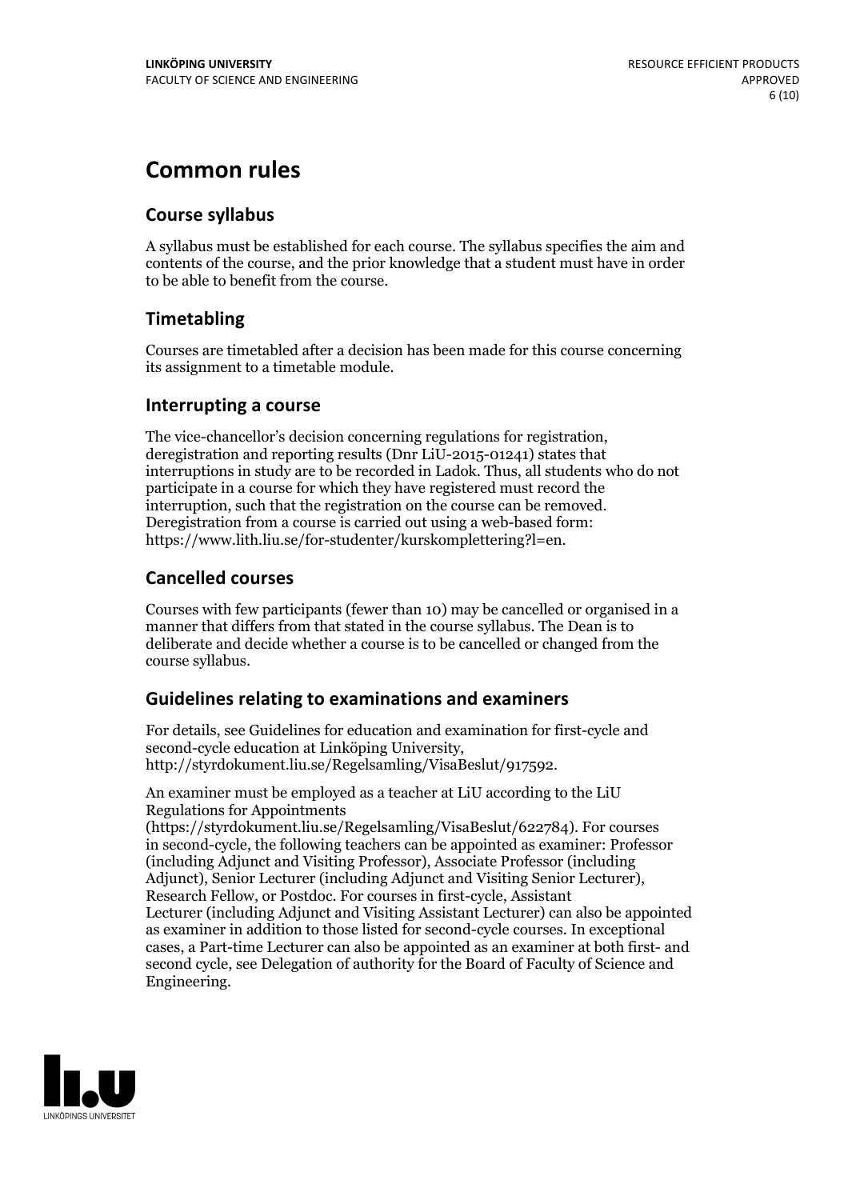# Common rules

## Course syllabus

A syllabus must be established for each course. The syllabus specifies the aim and contents of the course, and the prior knowledge that a student must have in order to be able to benefit from the course.

## Timetabling

Courses are timetabled after a decision has been made for this course concerning its assignment to a timetable module.

## Interrupting a course

The vice-chancellor's decision concerning regulations for registration, deregistration and reporting results (Dnr LiU-2015-01241) states that interruptions in study are to be recorded in Ladok. Thus, all students who do not participate in a course for which they have registered must record the interruption, such that the registration on the course can be removed. Deregistration from a course is carried out using a web-based form: https://www.lith.liu.se/for-studenter/kurskomplettering?l=en.

## Cancelled courses

Courses with few participants (fewer than 10) may be cancelled or organised in a manner that differs from that stated in the course syllabus. The Dean is to deliberate and decide whether a course is to be cancelled or changed from the course syllabus.

## Guidelines relating to examinations and examiners

For details, see Guidelines for education and examination for first-cycle and second-cycle education at Linköping University, http://styrdokument.liu.se/Regelsamling/VisaBeslut/917592.

An examiner must be employed as a teacher at LiU according to the LiU Regulations for Appointments (https://styrdokument.liu.se/Regelsamling/VisaBeslut/622784). For courses in second-cycle, the following teachers can be appointed as examiner: Professor (including Adjunct and Visiting Professor), Associate Professor (including Adjunct), Senior Lecturer (including Adjunct and Visiting Senior Lecturer), Research Fellow, or Postdoc. For courses in first-cycle, Assistant Lecturer (including Adjunct and Visiting Assistant Lecturer) can also be appointed as examiner in addition to those listed for second-cycle courses. In exceptional cases, a Part-time Lecturer can also be appointed as an examiner at both first- and second cycle, see Delegation of authority for the Board of Faculty of Science and Engineering.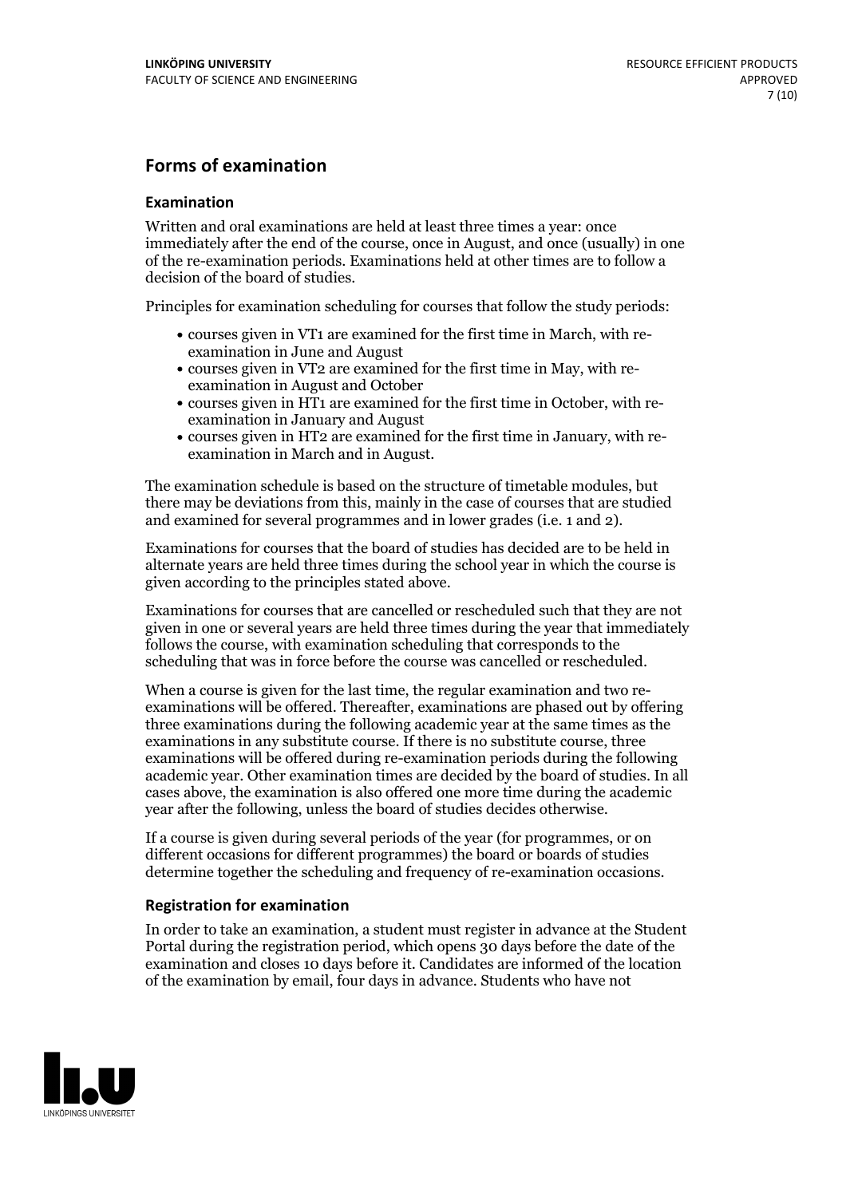## Forms of examination

### Examination

Written and oral examinations are held at least three times a year: once immediately after the end of the course, once in August, and once (usually) in one of the re-examination periods. Examinations held at other times are to follow a decision of the board of studies.

Principles for examination scheduling for courses that follow the study periods:

- courses given in VT1 are examined for the first time in March, with re-examination in June and August
- courses given in VT2 are examined for the first time in May, with re-examination in August and October
- courses given in HT1 are examined for the first time in October, with re-examination in January and August
- courses given in HT2 are examined for the first time in January, with re-examination in March and in August.

The examination schedule is based on the structure of timetable modules, but there may be deviations from this, mainly in the case of courses that are studied and examined for several programmes and in lower grades (i.e. 1 and 2).

Examinations for courses that the board of studies has decided are to be held in alternate years are held three times during the school year in which the course is given according to the principles stated above.

Examinations for courses that are cancelled or rescheduled such that they are not given in one or several years are held three times during the year that immediately follows the course, with examination scheduling that corresponds to the scheduling that was in force before the course was cancelled or rescheduled.

When a course is given for the last time, the regular examination and two re-examinations will be offered. Thereafter, examinations are phased out by offering three examinations during the following academic year at the same times as the examinations in any substitute course. If there is no substitute course, three examinations will be offered during re-examination periods during the following academic year. Other examination times are decided by the board of studies. In all cases above, the examination is also offered one more time during the academic year after the following, unless the board of studies decides otherwise.

If a course is given during several periods of the year (for programmes, or on different occasions for different programmes) the board or boards of studies determine together the scheduling and frequency of re-examination occasions.

### Registration for examination

In order to take an examination, a student must register in advance at the Student Portal during the registration period, which opens 30 days before the date of the examination and closes 10 days before it. Candidates are informed of the location of the examination by email, four days in advance. Students who have not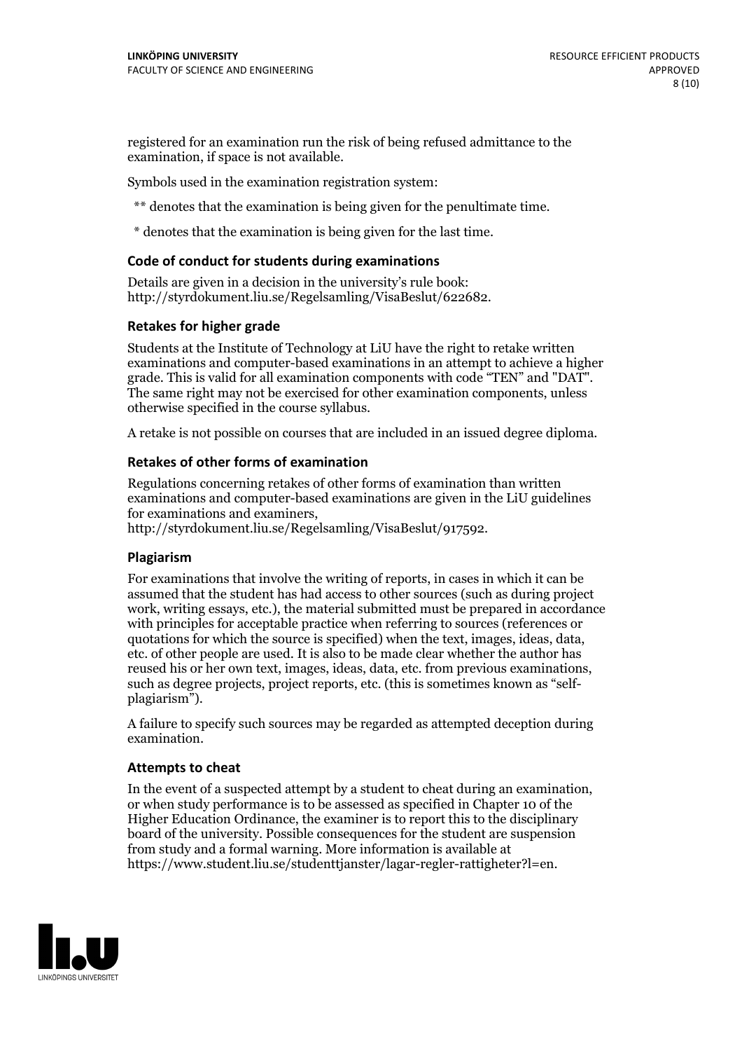registered for an examination run the risk of being refused admittance to the examination, if space is not available.

Symbols used in the examination registration system:

** denotes that the examination is being given for the penultimate time.

* denotes that the examination is being given for the last time.

### Code of conduct for students during examinations

Details are given in a decision in the university's rule book: http://styrdokument.liu.se/Regelsamling/VisaBeslut/622682.

### Retakes for higher grade

Students at the Institute of Technology at LiU have the right to retake written examinations and computer-based examinations in an attempt to achieve a higher grade. This is valid for all examination components with code "TEN" and "DAT". The same right may not be exercised for other examination components, unless otherwise specified in the course syllabus.

A retake is not possible on courses that are included in an issued degree diploma.

### Retakes of other forms of examination

Regulations concerning retakes of other forms of examination than written examinations and computer-based examinations are given in the LiU guidelines for examinations and examiners, http://styrdokument.liu.se/Regelsamling/VisaBeslut/917592.

### Plagiarism

For examinations that involve the writing of reports, in cases in which it can be assumed that the student has had access to other sources (such as during project work, writing essays, etc.), the material submitted must be prepared in accordance with principles for acceptable practice when referring to sources (references or quotations for which the source is specified) when the text, images, ideas, data, etc. of other people are used. It is also to be made clear whether the author has reused his or her own text, images, ideas, data, etc. from previous examinations, such as degree projects, project reports, etc. (this is sometimes known as "self-plagiarism").

A failure to specify such sources may be regarded as attempted deception during examination.

### Attempts to cheat

In the event of a suspected attempt by a student to cheat during an examination, or when study performance is to be assessed as specified in Chapter 10 of the Higher Education Ordinance, the examiner is to report this to the disciplinary board of the university. Possible consequences for the student are suspension from study and a formal warning. More information is available at https://www.student.liu.se/studenttjanster/lagar-regler-rattigheter?l=en.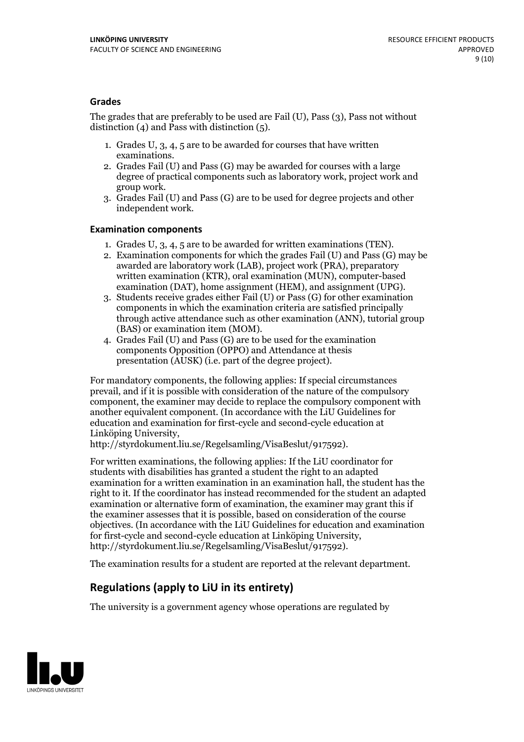### Grades

The grades that are preferably to be used are Fail (U), Pass (3), Pass not without distinction (4) and Pass with distinction (5).

1. Grades U, 3, 4, 5 are to be awarded for courses that have written examinations.
2. Grades Fail (U) and Pass (G) may be awarded for courses with a large degree of practical components such as laboratory work, project work and group work.
3. Grades Fail (U) and Pass (G) are to be used for degree projects and other independent work.

### Examination components

1. Grades U, 3, 4, 5 are to be awarded for written examinations (TEN).
2. Examination components for which the grades Fail (U) and Pass (G) may be awarded are laboratory work (LAB), project work (PRA), preparatory written examination (KTR), oral examination (MUN), computer-based examination (DAT), home assignment (HEM), and assignment (UPG).
3. Students receive grades either Fail (U) or Pass (G) for other examination components in which the examination criteria are satisfied principally through active attendance such as other examination (ANN), tutorial group (BAS) or examination item (MOM).
4. Grades Fail (U) and Pass (G) are to be used for the examination components Opposition (OPPO) and Attendance at thesis presentation (AUSK) (i.e. part of the degree project).

For mandatory components, the following applies: If special circumstances prevail, and if it is possible with consideration of the nature of the compulsory component, the examiner may decide to replace the compulsory component with another equivalent component. (In accordance with the LiU Guidelines for education and examination for first-cycle and second-cycle education at Linköping University, http://styrdokument.liu.se/Regelsamling/VisaBeslut/917592).

For written examinations, the following applies: If the LiU coordinator for students with disabilities has granted a student the right to an adapted examination for a written examination in an examination hall, the student has the right to it. If the coordinator has instead recommended for the student an adapted examination or alternative form of examination, the examiner may grant this if the examiner assesses that it is possible, based on consideration of the course objectives. (In accordance with the LiU Guidelines for education and examination for first-cycle and second-cycle education at Linköping University, http://styrdokument.liu.se/Regelsamling/VisaBeslut/917592).

The examination results for a student are reported at the relevant department.

## Regulations (apply to LiU in its entirety)

The university is a government agency whose operations are regulated by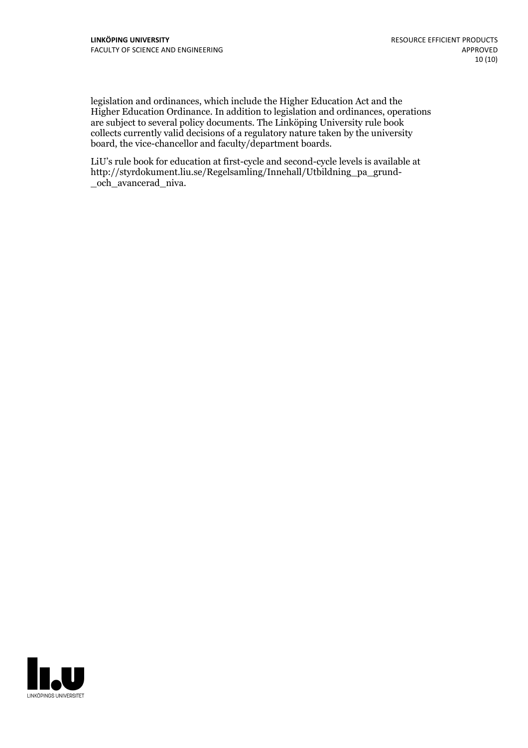legislation and ordinances, which include the Higher Education Act and the Higher Education Ordinance. In addition to legislation and ordinances, operations are subject to several policy documents. The Linköping University rule book collects currently valid decisions of a regulatory nature taken by the university board, the vice-chancellor and faculty/department boards.

LiU's rule book for education at first-cycle and second-cycle levels is available at http://styrdokument.liu.se/Regelsamling/Innehall/Utbildning_pa_grund-_och_avancerad_niva.